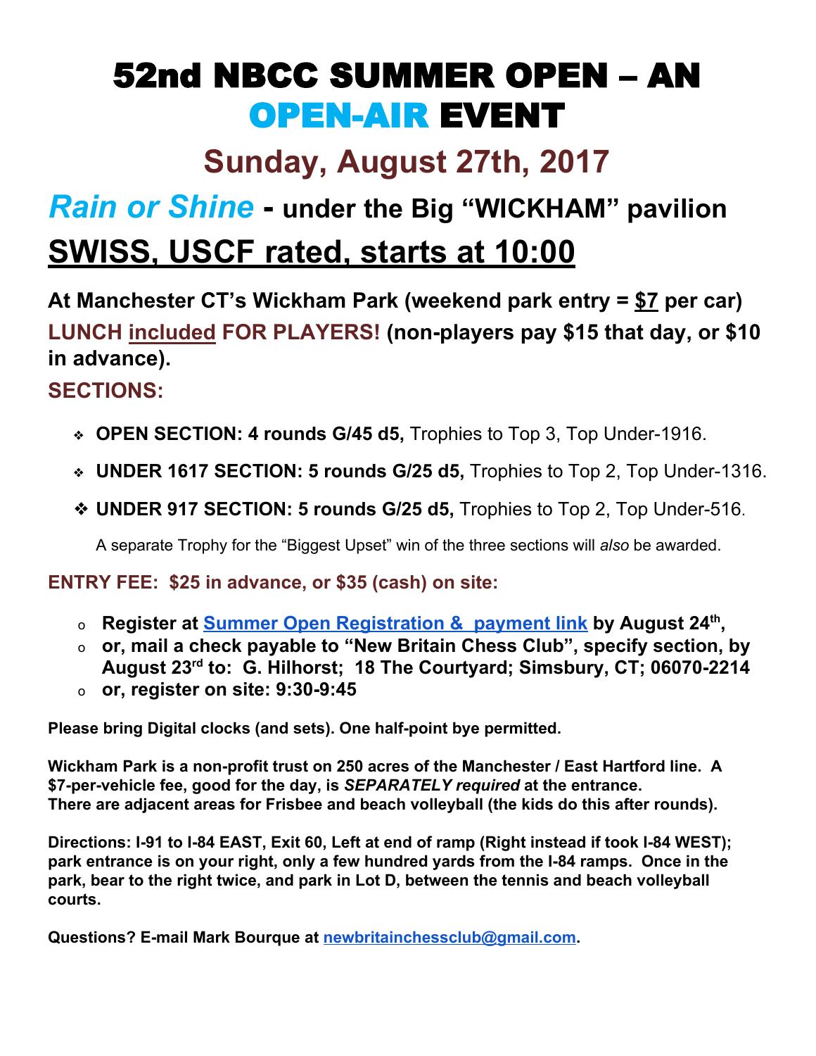# 52nd NBCC SUMMER OPEN – AN OPEN-AIR EVENT

## Sunday, August 27th, 2017

## *Rain or Shine* - under the Big "WICKHAM" pavilion

## SWISS, USCF rated, starts at 10:00

**At Manchester CT's Wickham Park (weekend park entry = $7 per car)**

**LUNCH included FOR PLAYERS! (non-players pay $15 that day, or $10 in advance).**

**SECTIONS:**

- **OPEN SECTION: 4 rounds G/45 d5,** Trophies to Top 3, Top Under-1916.
- **UNDER 1617 SECTION: 5 rounds G/25 d5,** Trophies to Top 2, Top Under-1316.
- **UNDER 917 SECTION: 5 rounds G/25 d5,** Trophies to Top 2, Top Under-516.

A separate Trophy for the "Biggest Upset" win of the three sections will *also* be awarded.

**ENTRY FEE: $25 in advance, or $35 (cash) on site:**

- **Register at Summer Open Registration & payment link by August 24th,**
- **or, mail a check payable to "New Britain Chess Club", specify section, by August 23rd to: G. Hilhorst; 18 The Courtyard; Simsbury, CT; 06070-2214**
- **or, register on site: 9:30-9:45**

**Please bring Digital clocks (and sets). One half-point bye permitted.**

**Wickham Park is a non-profit trust on 250 acres of the Manchester / East Hartford line. A $7-per-vehicle fee, good for the day, is *SEPARATELY required* at the entrance. There are adjacent areas for Frisbee and beach volleyball (the kids do this after rounds).**

**Directions: I-91 to I-84 EAST, Exit 60, Left at end of ramp (Right instead if took I-84 WEST); park entrance is on your right, only a few hundred yards from the I-84 ramps. Once in the park, bear to the right twice, and park in Lot D, between the tennis and beach volleyball courts.**

**Questions? E-mail Mark Bourque at newbritainchessclub@gmail.com.**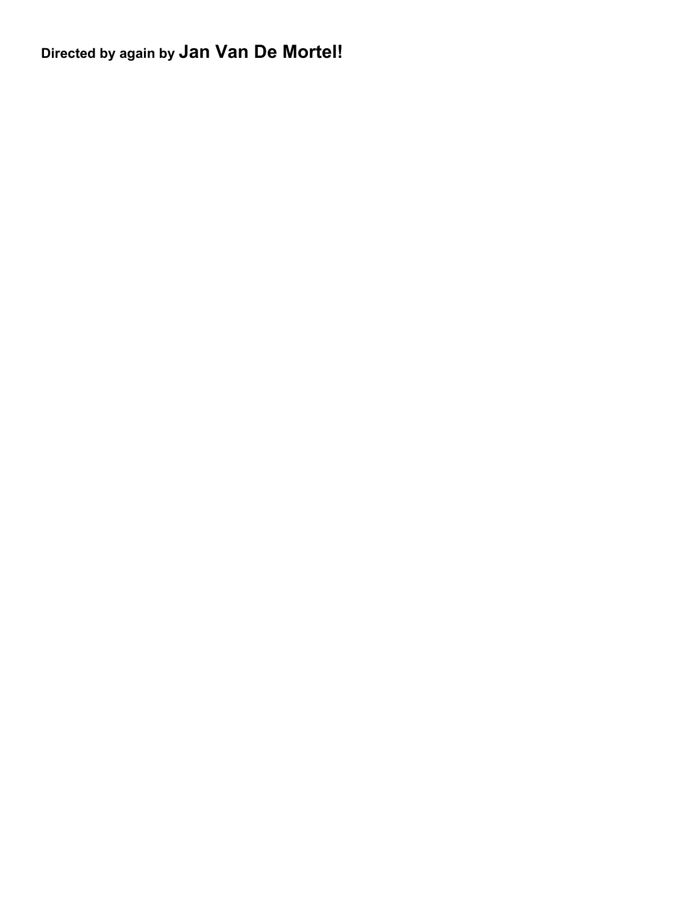**Directed by again by** **Jan Van De Mortel!**